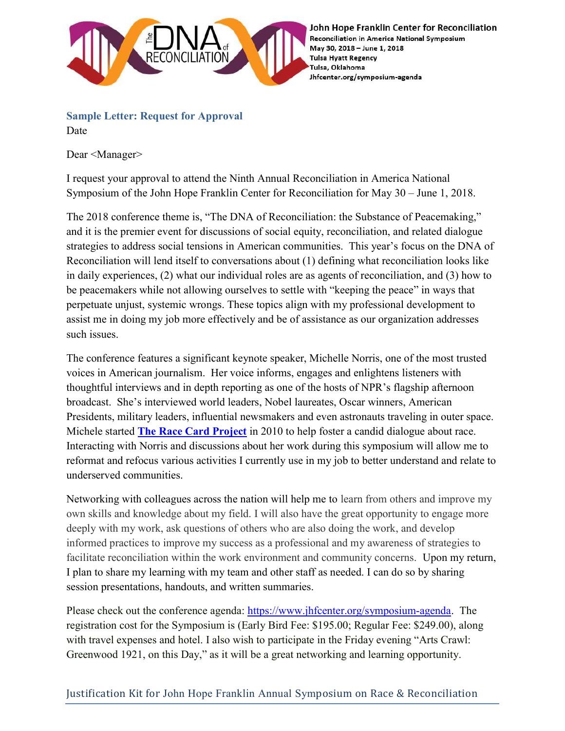John Hope Franklin Center for Reconciliation
Reconciliation in America National Symposium
May 30, 2018 – June 1, 2018
Tulsa Hyatt Regency
Tulsa, Oklahoma
Jhfcenter.org/symposium-agenda

## Sample Letter: Request for Approval

Date

Dear <Manager>

I request your approval to attend the Ninth Annual Reconciliation in America National Symposium of the John Hope Franklin Center for Reconciliation for May 30 – June 1, 2018.

The 2018 conference theme is, "The DNA of Reconciliation: the Substance of Peacemaking," and it is the premier event for discussions of social equity, reconciliation, and related dialogue strategies to address social tensions in American communities. This year's focus on the DNA of Reconciliation will lend itself to conversations about (1) defining what reconciliation looks like in daily experiences, (2) what our individual roles are as agents of reconciliation, and (3) how to be peacemakers while not allowing ourselves to settle with "keeping the peace" in ways that perpetuate unjust, systemic wrongs. These topics align with my professional development to assist me in doing my job more effectively and be of assistance as our organization addresses such issues.

The conference features a significant keynote speaker, Michelle Norris, one of the most trusted voices in American journalism. Her voice informs, engages and enlightens listeners with thoughtful interviews and in depth reporting as one of the hosts of NPR's flagship afternoon broadcast. She's interviewed world leaders, Nobel laureates, Oscar winners, American Presidents, military leaders, influential newsmakers and even astronauts traveling in outer space. Michele started **The Race Card Project** in 2010 to help foster a candid dialogue about race. Interacting with Norris and discussions about her work during this symposium will allow me to reformat and refocus various activities I currently use in my job to better understand and relate to underserved communities.

Networking with colleagues across the nation will help me to learn from others and improve my own skills and knowledge about my field. I will also have the great opportunity to engage more deeply with my work, ask questions of others who are also doing the work, and develop informed practices to improve my success as a professional and my awareness of strategies to facilitate reconciliation within the work environment and community concerns. Upon my return, I plan to share my learning with my team and other staff as needed. I can do so by sharing session presentations, handouts, and written summaries.

Please check out the conference agenda: https://www.jhfcenter.org/symposium-agenda. The registration cost for the Symposium is (Early Bird Fee: $195.00; Regular Fee: $249.00), along with travel expenses and hotel. I also wish to participate in the Friday evening "Arts Crawl: Greenwood 1921, on this Day," as it will be a great networking and learning opportunity.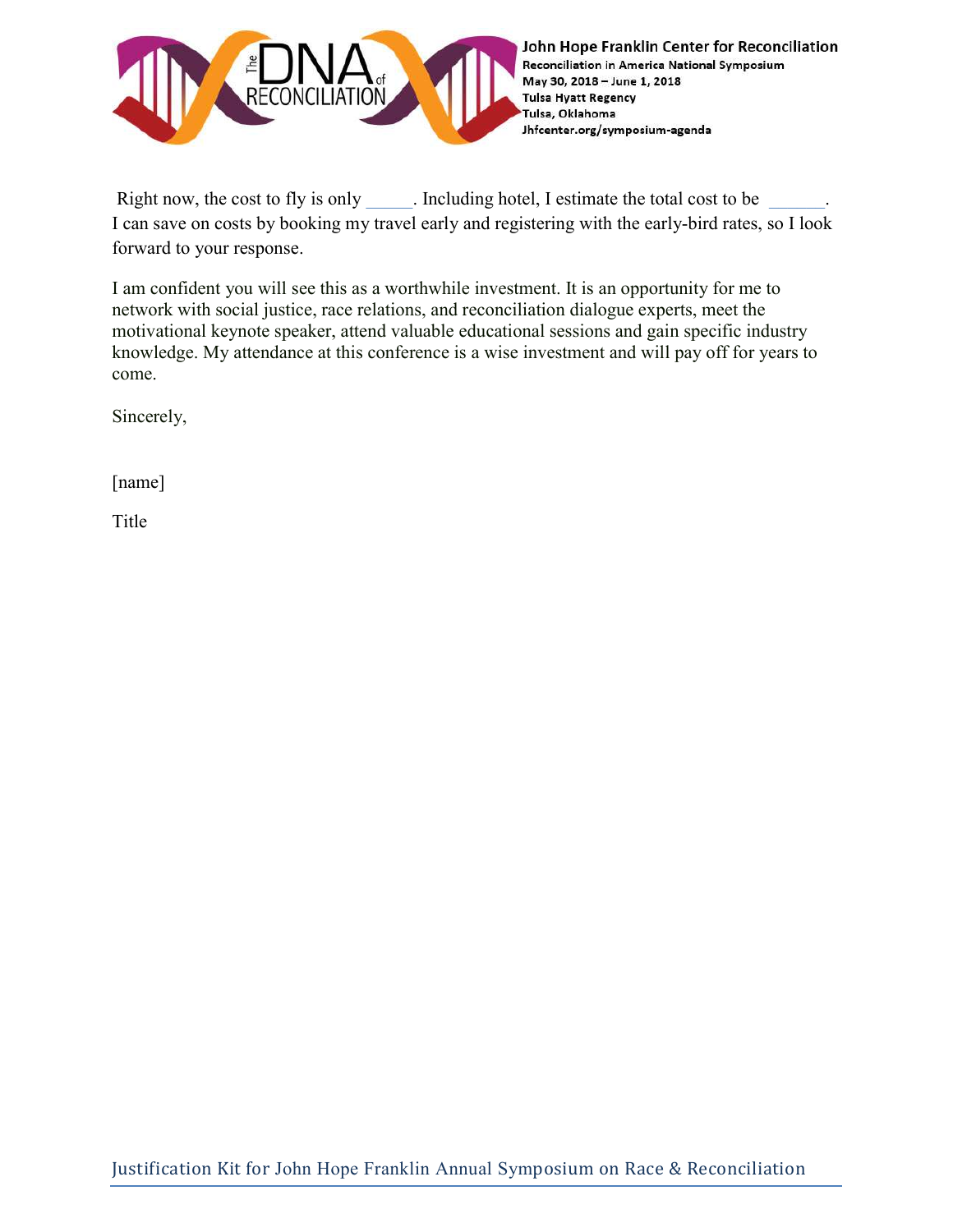Right now, the cost to fly is only _____. Including hotel, I estimate the total cost to be ______. I can save on costs by booking my travel early and registering with the early-bird rates, so I look forward to your response.

I am confident you will see this as a worthwhile investment. It is an opportunity for me to network with social justice, race relations, and reconciliation dialogue experts, meet the motivational keynote speaker, attend valuable educational sessions and gain specific industry knowledge. My attendance at this conference is a wise investment and will pay off for years to come.

Sincerely,

[name]

Title